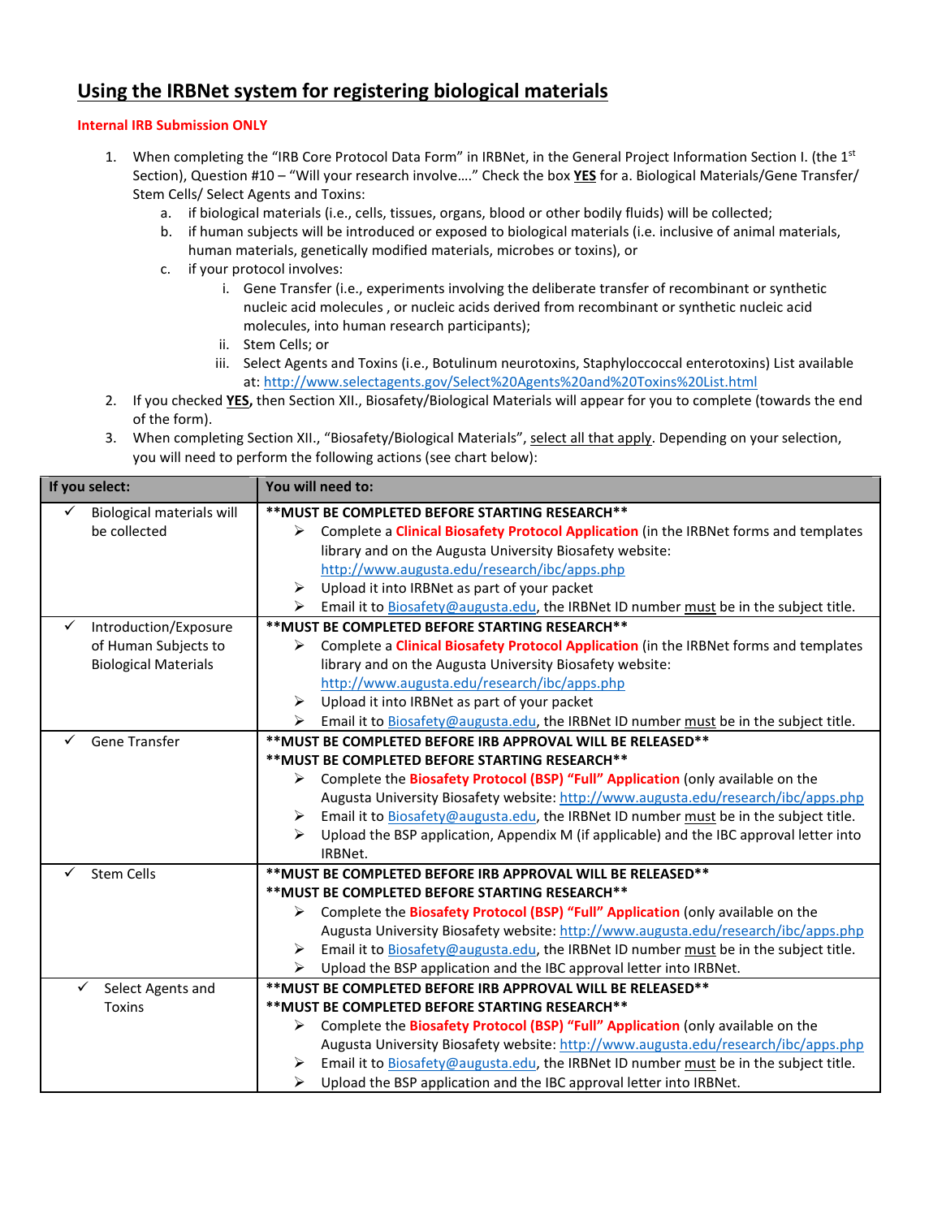# Using the IRBNet system for registering biological materials

**Internal IRB Submission ONLY**

1. When completing the "IRB Core Protocol Data Form" in IRBNet, in the General Project Information Section I. (the 1st Section), Question #10 – "Will your research involve…." Check the box **YES** for a. Biological Materials/Gene Transfer/ Stem Cells/ Select Agents and Toxins:
   a. if biological materials (i.e., cells, tissues, organs, blood or other bodily fluids) will be collected;
   b. if human subjects will be introduced or exposed to biological materials (i.e. inclusive of animal materials, human materials, genetically modified materials, microbes or toxins), or
   c. if your protocol involves:
      i. Gene Transfer (i.e., experiments involving the deliberate transfer of recombinant or synthetic nucleic acid molecules , or nucleic acids derived from recombinant or synthetic nucleic acid molecules, into human research participants);
      ii. Stem Cells; or
      iii. Select Agents and Toxins (i.e., Botulinum neurotoxins, Staphyloccoccal enterotoxins) List available at: http://www.selectagents.gov/Select%20Agents%20and%20Toxins%20List.html
2. If you checked **YES,** then Section XII., Biosafety/Biological Materials will appear for you to complete (towards the end of the form).
3. When completing Section XII., "Biosafety/Biological Materials", select all that apply. Depending on your selection, you will need to perform the following actions (see chart below):

| If you select: | You will need to: |
|---|---|
| ✓ Biological materials will be collected | **\*\*MUST BE COMPLETED BEFORE STARTING RESEARCH\*\***<br>➢ Complete a **Clinical Biosafety Protocol Application** (in the IRBNet forms and templates library and on the Augusta University Biosafety website: http://www.augusta.edu/research/ibc/apps.php<br>➢ Upload it into IRBNet as part of your packet<br>➢ Email it to Biosafety@augusta.edu, the IRBNet ID number must be in the subject title. |
| ✓ Introduction/Exposure of Human Subjects to Biological Materials | **\*\*MUST BE COMPLETED BEFORE STARTING RESEARCH\*\***<br>➢ Complete a **Clinical Biosafety Protocol Application** (in the IRBNet forms and templates library and on the Augusta University Biosafety website: http://www.augusta.edu/research/ibc/apps.php<br>➢ Upload it into IRBNet as part of your packet<br>➢ Email it to Biosafety@augusta.edu, the IRBNet ID number must be in the subject title. |
| ✓ Gene Transfer | **\*\*MUST BE COMPLETED BEFORE IRB APPROVAL WILL BE RELEASED\*\***<br>**\*\*MUST BE COMPLETED BEFORE STARTING RESEARCH\*\***<br>➢ Complete the **Biosafety Protocol (BSP) "Full" Application** (only available on the Augusta University Biosafety website: http://www.augusta.edu/research/ibc/apps.php<br>➢ Email it to Biosafety@augusta.edu, the IRBNet ID number must be in the subject title.<br>➢ Upload the BSP application, Appendix M (if applicable) and the IBC approval letter into IRBNet. |
| ✓ Stem Cells | **\*\*MUST BE COMPLETED BEFORE IRB APPROVAL WILL BE RELEASED\*\***<br>**\*\*MUST BE COMPLETED BEFORE STARTING RESEARCH\*\***<br>➢ Complete the **Biosafety Protocol (BSP) "Full" Application** (only available on the Augusta University Biosafety website: http://www.augusta.edu/research/ibc/apps.php<br>➢ Email it to Biosafety@augusta.edu, the IRBNet ID number must be in the subject title.<br>➢ Upload the BSP application and the IBC approval letter into IRBNet. |
| ✓ Select Agents and Toxins | **\*\*MUST BE COMPLETED BEFORE IRB APPROVAL WILL BE RELEASED\*\***<br>**\*\*MUST BE COMPLETED BEFORE STARTING RESEARCH\*\***<br>➢ Complete the **Biosafety Protocol (BSP) "Full" Application** (only available on the Augusta University Biosafety website: http://www.augusta.edu/research/ibc/apps.php<br>➢ Email it to Biosafety@augusta.edu, the IRBNet ID number must be in the subject title.<br>➢ Upload the BSP application and the IBC approval letter into IRBNet. |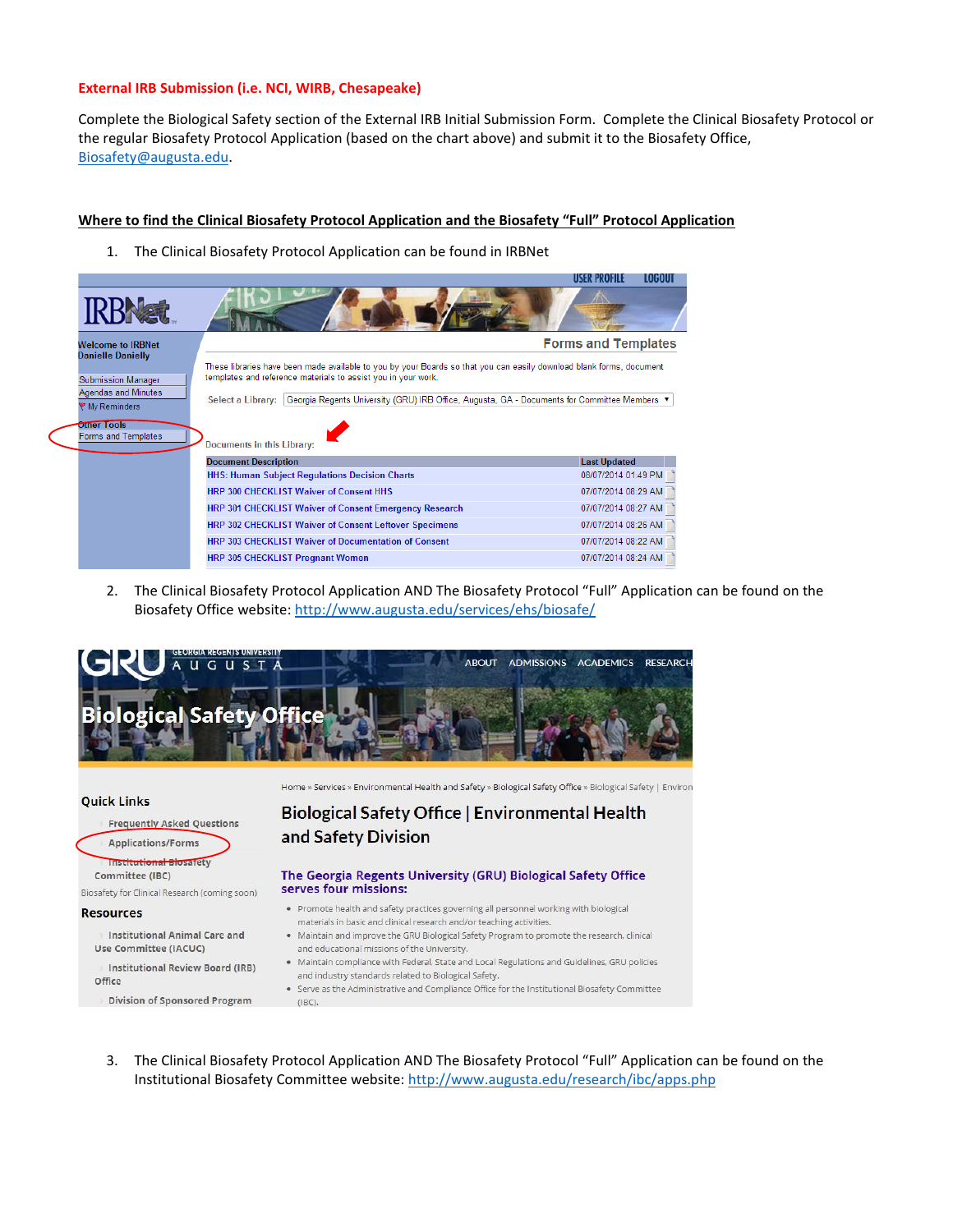**External IRB Submission (i.e. NCI, WIRB, Chesapeake)**

Complete the Biological Safety section of the External IRB Initial Submission Form. Complete the Clinical Biosafety Protocol or the regular Biosafety Protocol Application (based on the chart above) and submit it to the Biosafety Office, Biosafety@augusta.edu.

**Where to find the Clinical Biosafety Protocol Application and the Biosafety "Full" Protocol Application**

1. The Clinical Biosafety Protocol Application can be found in IRBNet

2. The Clinical Biosafety Protocol Application AND The Biosafety Protocol "Full" Application can be found on the Biosafety Office website: http://www.augusta.edu/services/ehs/biosafe/

3. The Clinical Biosafety Protocol Application AND The Biosafety Protocol "Full" Application can be found on the Institutional Biosafety Committee website: http://www.augusta.edu/research/ibc/apps.php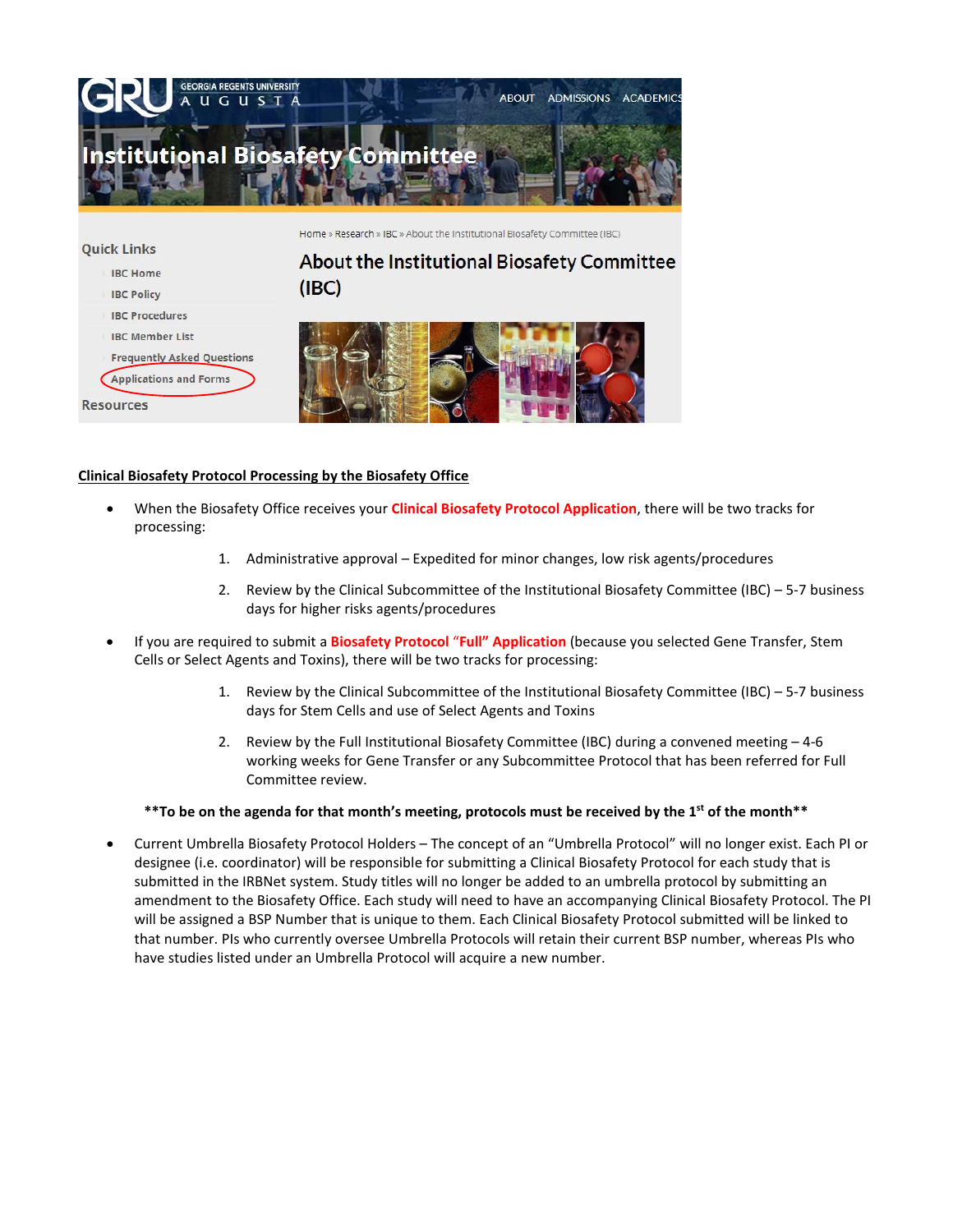GEORGIA REGENTS UNIVERSITY AUGUSTA

ABOUT ADMISSIONS ACADEMICS

# Institutional Biosafety Committee

Home » Research » IBC » About the Institutional Biosafety Committee (IBC)

## About the Institutional Biosafety Committee (IBC)

**Quick Links**

- IBC Home
- IBC Policy
- IBC Procedures
- IBC Member List
- Frequently Asked Questions
- Applications and Forms

**Resources**

## Clinical Biosafety Protocol Processing by the Biosafety Office

- When the Biosafety Office receives your **Clinical Biosafety Protocol Application**, there will be two tracks for processing:
  1. Administrative approval – Expedited for minor changes, low risk agents/procedures
  2. Review by the Clinical Subcommittee of the Institutional Biosafety Committee (IBC) – 5-7 business days for higher risks agents/procedures
- If you are required to submit a **Biosafety Protocol "Full" Application** (because you selected Gene Transfer, Stem Cells or Select Agents and Toxins), there will be two tracks for processing:
  1. Review by the Clinical Subcommittee of the Institutional Biosafety Committee (IBC) – 5-7 business days for Stem Cells and use of Select Agents and Toxins
  2. Review by the Full Institutional Biosafety Committee (IBC) during a convened meeting – 4-6 working weeks for Gene Transfer or any Subcommittee Protocol that has been referred for Full Committee review.

**\*\*To be on the agenda for that month's meeting, protocols must be received by the 1st of the month\*\***

- Current Umbrella Biosafety Protocol Holders – The concept of an "Umbrella Protocol" will no longer exist. Each PI or designee (i.e. coordinator) will be responsible for submitting a Clinical Biosafety Protocol for each study that is submitted in the IRBNet system. Study titles will no longer be added to an umbrella protocol by submitting an amendment to the Biosafety Office. Each study will need to have an accompanying Clinical Biosafety Protocol. The PI will be assigned a BSP Number that is unique to them. Each Clinical Biosafety Protocol submitted will be linked to that number. PIs who currently oversee Umbrella Protocols will retain their current BSP number, whereas PIs who have studies listed under an Umbrella Protocol will acquire a new number.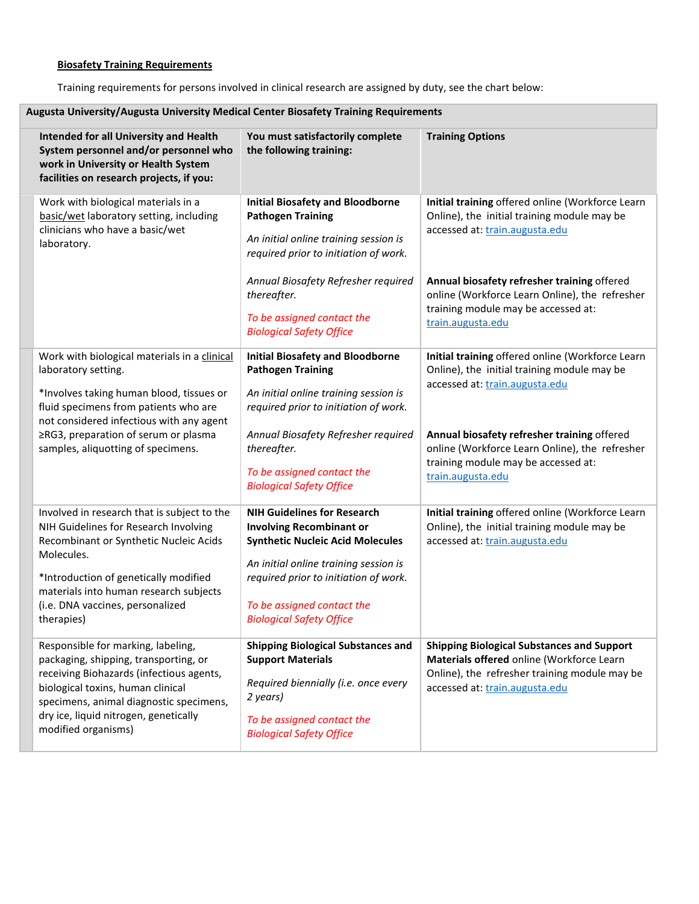**Biosafety Training Requirements**

Training requirements for persons involved in clinical research are assigned by duty, see the chart below:

| Augusta University/Augusta University Medical Center Biosafety Training Requirements | | |
|---|---|---|
| **Intended for all University and Health System personnel and/or personnel who work in University or Health System facilities on research projects, if you:** | **You must satisfactorily complete the following training:** | **Training Options** |
| Work with biological materials in a basic/wet laboratory setting, including clinicians who have a basic/wet laboratory. | **Initial Biosafety and Bloodborne Pathogen Training**<br><br>*An initial online training session is required prior to initiation of work.*<br><br>*Annual Biosafety Refresher required thereafter.*<br><br>*To be assigned contact the Biological Safety Office* | **Initial training** offered online (Workforce Learn Online), the initial training module may be accessed at: train.augusta.edu<br><br>**Annual biosafety refresher training** offered online (Workforce Learn Online), the refresher training module may be accessed at: train.augusta.edu |
| Work with biological materials in a clinical laboratory setting.<br><br>*Involves taking human blood, tissues or fluid specimens from patients who are not considered infectious with any agent ≥RG3, preparation of serum or plasma samples, aliquotting of specimens. | **Initial Biosafety and Bloodborne Pathogen Training**<br><br>*An initial online training session is required prior to initiation of work.*<br><br>*Annual Biosafety Refresher required thereafter.*<br><br>*To be assigned contact the Biological Safety Office* | **Initial training** offered online (Workforce Learn Online), the initial training module may be accessed at: train.augusta.edu<br><br>**Annual biosafety refresher training** offered online (Workforce Learn Online), the refresher training module may be accessed at: train.augusta.edu |
| Involved in research that is subject to the NIH Guidelines for Research Involving Recombinant or Synthetic Nucleic Acids Molecules.<br><br>*Introduction of genetically modified materials into human research subjects (i.e. DNA vaccines, personalized therapies) | **NIH Guidelines for Research Involving Recombinant or Synthetic Nucleic Acid Molecules**<br><br>*An initial online training session is required prior to initiation of work.*<br><br>*To be assigned contact the Biological Safety Office* | **Initial training** offered online (Workforce Learn Online), the initial training module may be accessed at: train.augusta.edu |
| Responsible for marking, labeling, packaging, shipping, transporting, or receiving Biohazards (infectious agents, biological toxins, human clinical specimens, animal diagnostic specimens, dry ice, liquid nitrogen, genetically modified organisms) | **Shipping Biological Substances and Support Materials**<br><br>*Required biennially (i.e. once every 2 years)*<br><br>*To be assigned contact the Biological Safety Office* | **Shipping Biological Substances and Support Materials offered** online (Workforce Learn Online), the refresher training module may be accessed at: train.augusta.edu |